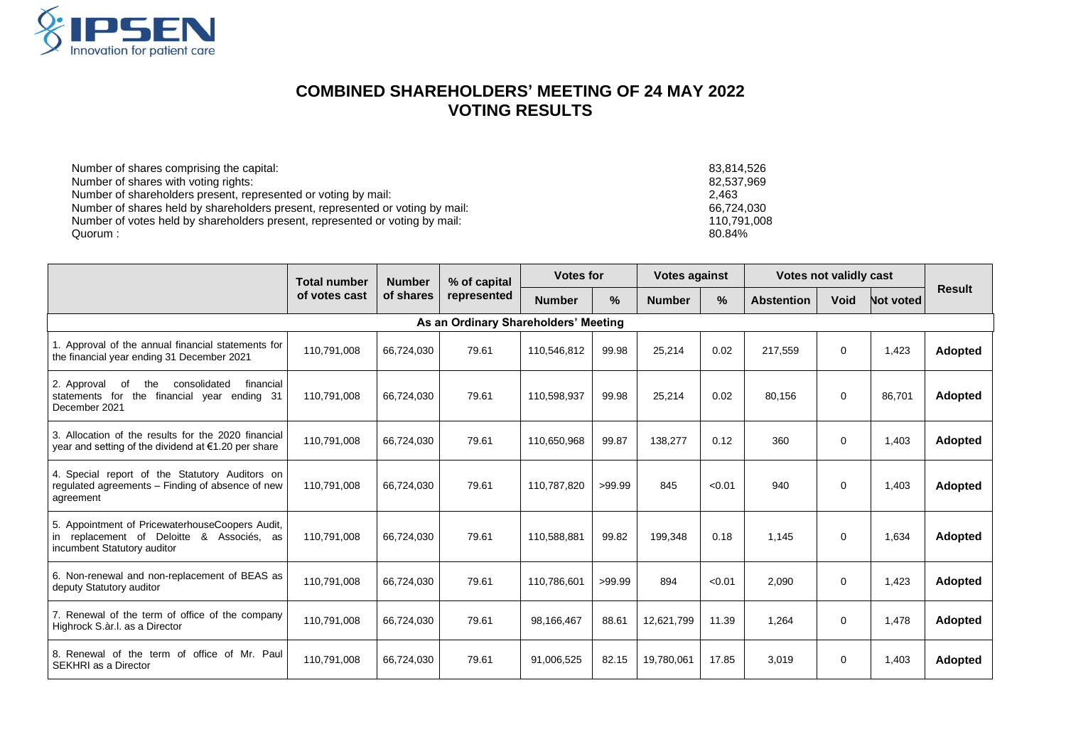# COMBINED SHAREHOLDERS' MEETING OF 24 MAY 2022
# VOTING RESULTS

| | |
|---|---|
| Number of shares comprising the capital: | 83,814,526 |
| Number of shares with voting rights: | 82,537,969 |
| Number of shareholders present, represented or voting by mail: | 2,463 |
| Number of shares held by shareholders present, represented or voting by mail: | 66,724,030 |
| Number of votes held by shareholders present, represented or voting by mail: | 110,791,008 |
| Quorum : | 80.84% |

| | Total number of votes cast | Number of shares | % of capital represented | Votes for | | Votes against | | Votes not validly cast | | | Result |
|---|---|---|---|---|---|---|---|---|---|---|---|
| | | | | Number | % | Number | % | Abstention | Void | Not voted | |
| **As an Ordinary Shareholders' Meeting** | | | | | | | | | | | |
| 1. Approval of the annual financial statements for the financial year ending 31 December 2021 | 110,791,008 | 66,724,030 | 79.61 | 110,546,812 | 99.98 | 25,214 | 0.02 | 217,559 | 0 | 1,423 | **Adopted** |
| 2. Approval of the consolidated financial statements for the financial year ending 31 December 2021 | 110,791,008 | 66,724,030 | 79.61 | 110,598,937 | 99.98 | 25,214 | 0.02 | 80,156 | 0 | 86,701 | **Adopted** |
| 3. Allocation of the results for the 2020 financial year and setting of the dividend at €1.20 per share | 110,791,008 | 66,724,030 | 79.61 | 110,650,968 | 99.87 | 138,277 | 0.12 | 360 | 0 | 1,403 | **Adopted** |
| 4. Special report of the Statutory Auditors on regulated agreements – Finding of absence of new agreement | 110,791,008 | 66,724,030 | 79.61 | 110,787,820 | >99.99 | 845 | <0.01 | 940 | 0 | 1,403 | **Adopted** |
| 5. Appointment of PricewaterhouseCoopers Audit, in replacement of Deloitte & Associés, as incumbent Statutory auditor | 110,791,008 | 66,724,030 | 79.61 | 110,588,881 | 99.82 | 199,348 | 0.18 | 1,145 | 0 | 1,634 | **Adopted** |
| 6. Non-renewal and non-replacement of BEAS as deputy Statutory auditor | 110,791,008 | 66,724,030 | 79.61 | 110,786,601 | >99.99 | 894 | <0.01 | 2,090 | 0 | 1,423 | **Adopted** |
| 7. Renewal of the term of office of the company Highrock S.àr.l. as a Director | 110,791,008 | 66,724,030 | 79.61 | 98,166,467 | 88.61 | 12,621,799 | 11.39 | 1,264 | 0 | 1,478 | **Adopted** |
| 8. Renewal of the term of office of Mr. Paul SEKHRI as a Director | 110,791,008 | 66,724,030 | 79.61 | 91,006,525 | 82.15 | 19,780,061 | 17.85 | 3,019 | 0 | 1,403 | **Adopted** |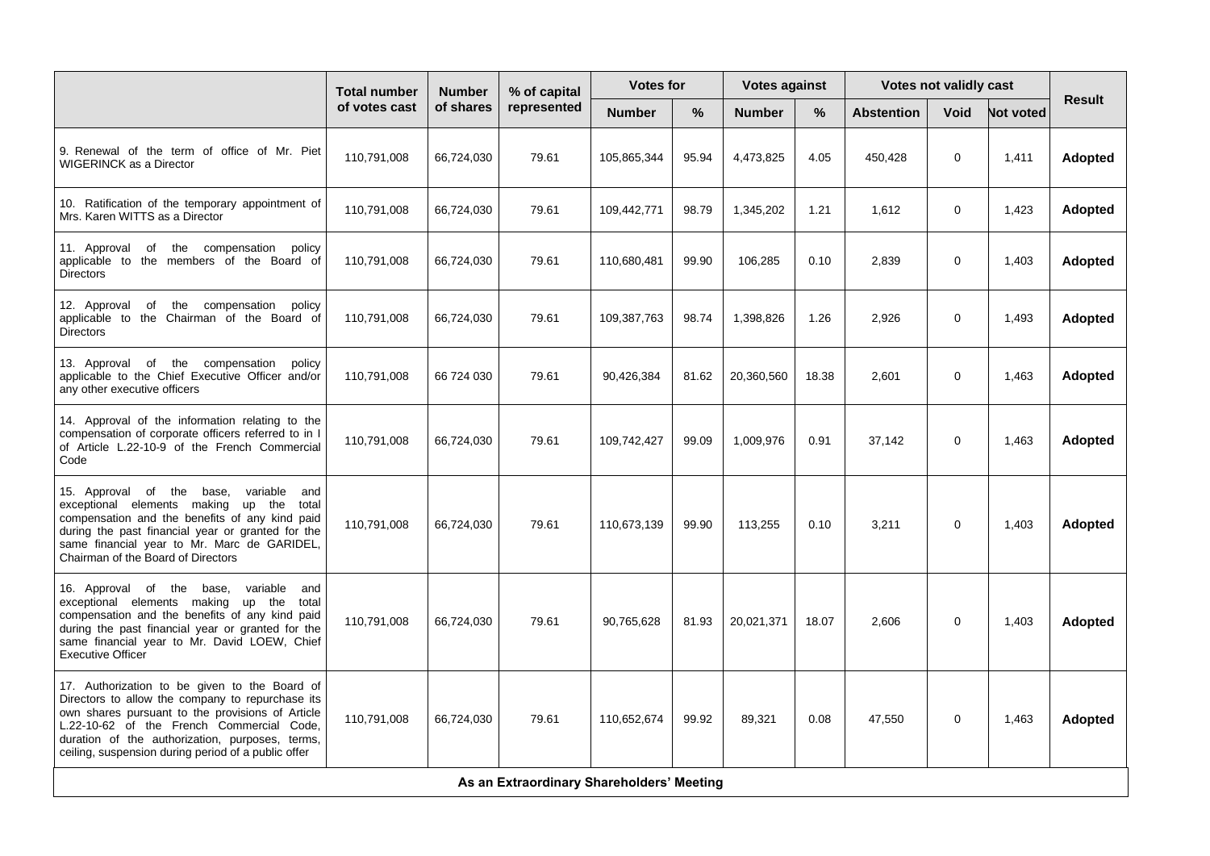| | Total number of votes cast | Number of shares | % of capital represented | Votes for | | Votes against | | Votes not validly cast | | | Result |
|---|---|---|---|---|---|---|---|---|---|---|---|
| | | | | Number | % | Number | % | Abstention | Void | Not voted | |
| 9. Renewal of the term of office of Mr. Piet WIGERINCK as a Director | 110,791,008 | 66,724,030 | 79.61 | 105,865,344 | 95.94 | 4,473,825 | 4.05 | 450,428 | 0 | 1,411 | **Adopted** |
| 10. Ratification of the temporary appointment of Mrs. Karen WITTS as a Director | 110,791,008 | 66,724,030 | 79.61 | 109,442,771 | 98.79 | 1,345,202 | 1.21 | 1,612 | 0 | 1,423 | **Adopted** |
| 11. Approval of the compensation policy applicable to the members of the Board of Directors | 110,791,008 | 66,724,030 | 79.61 | 110,680,481 | 99.90 | 106,285 | 0.10 | 2,839 | 0 | 1,403 | **Adopted** |
| 12. Approval of the compensation policy applicable to the Chairman of the Board of Directors | 110,791,008 | 66,724,030 | 79.61 | 109,387,763 | 98.74 | 1,398,826 | 1.26 | 2,926 | 0 | 1,493 | **Adopted** |
| 13. Approval of the compensation policy applicable to the Chief Executive Officer and/or any other executive officers | 110,791,008 | 66 724 030 | 79.61 | 90,426,384 | 81.62 | 20,360,560 | 18.38 | 2,601 | 0 | 1,463 | **Adopted** |
| 14. Approval of the information relating to the compensation of corporate officers referred to in I of Article L.22-10-9 of the French Commercial Code | 110,791,008 | 66,724,030 | 79.61 | 109,742,427 | 99.09 | 1,009,976 | 0.91 | 37,142 | 0 | 1,463 | **Adopted** |
| 15. Approval of the base, variable and exceptional elements making up the total compensation and the benefits of any kind paid during the past financial year or granted for the same financial year to Mr. Marc de GARIDEL, Chairman of the Board of Directors | 110,791,008 | 66,724,030 | 79.61 | 110,673,139 | 99.90 | 113,255 | 0.10 | 3,211 | 0 | 1,403 | **Adopted** |
| 16. Approval of the base, variable and exceptional elements making up the total compensation and the benefits of any kind paid during the past financial year or granted for the same financial year to Mr. David LOEW, Chief Executive Officer | 110,791,008 | 66,724,030 | 79.61 | 90,765,628 | 81.93 | 20,021,371 | 18.07 | 2,606 | 0 | 1,403 | **Adopted** |
| 17. Authorization to be given to the Board of Directors to allow the company to repurchase its own shares pursuant to the provisions of Article L.22-10-62 of the French Commercial Code, duration of the authorization, purposes, terms, ceiling, suspension during period of a public offer | 110,791,008 | 66,724,030 | 79.61 | 110,652,674 | 99.92 | 89,321 | 0.08 | 47,550 | 0 | 1,463 | **Adopted** |
| **As an Extraordinary Shareholders' Meeting** | | | | | | | | | | | |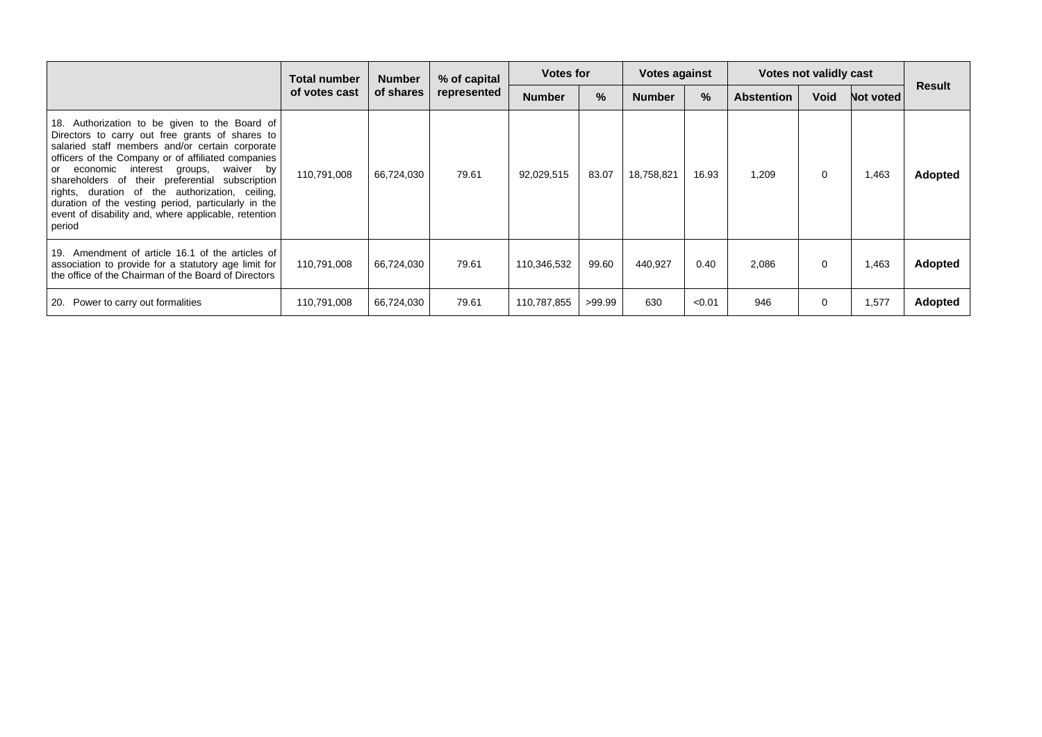| | Total number of votes cast | Number of shares | % of capital represented | Votes for | | Votes against | | Votes not validly cast | | | Result |
|---|---|---|---|---|---|---|---|---|---|---|---|
| | | | | Number | % | Number | % | Abstention | Void | Not voted | |
| 18. Authorization to be given to the Board of Directors to carry out free grants of shares to salaried staff members and/or certain corporate officers of the Company or of affiliated companies or economic interest groups, waiver by shareholders of their preferential subscription rights, duration of the authorization, ceiling, duration of the vesting period, particularly in the event of disability and, where applicable, retention period | 110,791,008 | 66,724,030 | 79.61 | 92,029,515 | 83.07 | 18,758,821 | 16.93 | 1,209 | 0 | 1,463 | **Adopted** |
| 19. Amendment of article 16.1 of the articles of association to provide for a statutory age limit for the office of the Chairman of the Board of Directors | 110,791,008 | 66,724,030 | 79.61 | 110,346,532 | 99.60 | 440,927 | 0.40 | 2,086 | 0 | 1,463 | **Adopted** |
| 20. Power to carry out formalities | 110,791,008 | 66,724,030 | 79.61 | 110,787,855 | >99.99 | 630 | <0.01 | 946 | 0 | 1,577 | **Adopted** |